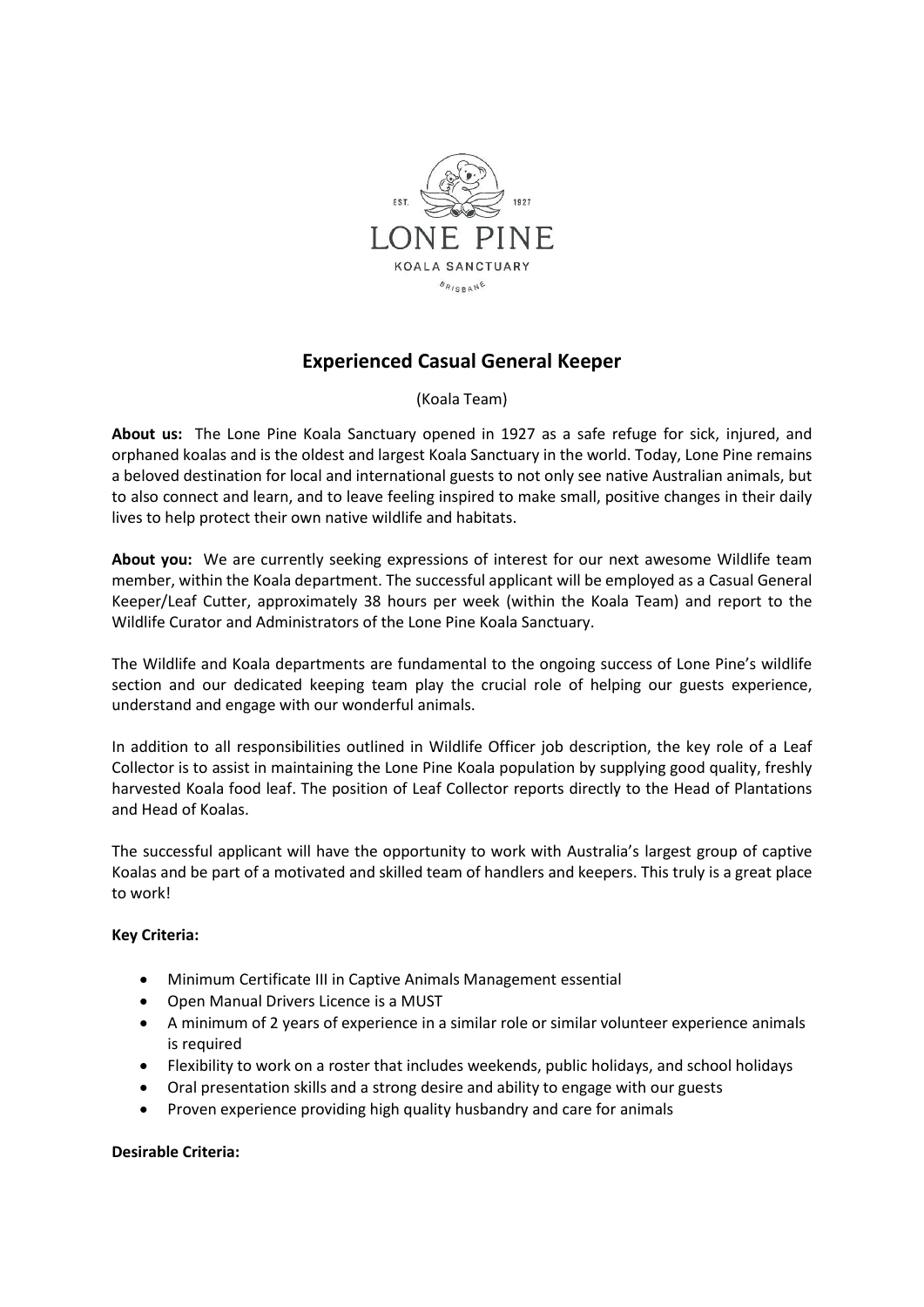# Experienced Casual General Keeper

(Koala Team)

**About us:** The Lone Pine Koala Sanctuary opened in 1927 as a safe refuge for sick, injured, and orphaned koalas and is the oldest and largest Koala Sanctuary in the world. Today, Lone Pine remains a beloved destination for local and international guests to not only see native Australian animals, but to also connect and learn, and to leave feeling inspired to make small, positive changes in their daily lives to help protect their own native wildlife and habitats.

**About you:** We are currently seeking expressions of interest for our next awesome Wildlife team member, within the Koala department. The successful applicant will be employed as a Casual General Keeper/Leaf Cutter, approximately 38 hours per week (within the Koala Team) and report to the Wildlife Curator and Administrators of the Lone Pine Koala Sanctuary.

The Wildlife and Koala departments are fundamental to the ongoing success of Lone Pine's wildlife section and our dedicated keeping team play the crucial role of helping our guests experience, understand and engage with our wonderful animals.

In addition to all responsibilities outlined in Wildlife Officer job description, the key role of a Leaf Collector is to assist in maintaining the Lone Pine Koala population by supplying good quality, freshly harvested Koala food leaf. The position of Leaf Collector reports directly to the Head of Plantations and Head of Koalas.

The successful applicant will have the opportunity to work with Australia's largest group of captive Koalas and be part of a motivated and skilled team of handlers and keepers. This truly is a great place to work!

**Key Criteria:**

- Minimum Certificate III in Captive Animals Management essential
- Open Manual Drivers Licence is a MUST
- A minimum of 2 years of experience in a similar role or similar volunteer experience animals is required
- Flexibility to work on a roster that includes weekends, public holidays, and school holidays
- Oral presentation skills and a strong desire and ability to engage with our guests
- Proven experience providing high quality husbandry and care for animals

**Desirable Criteria:**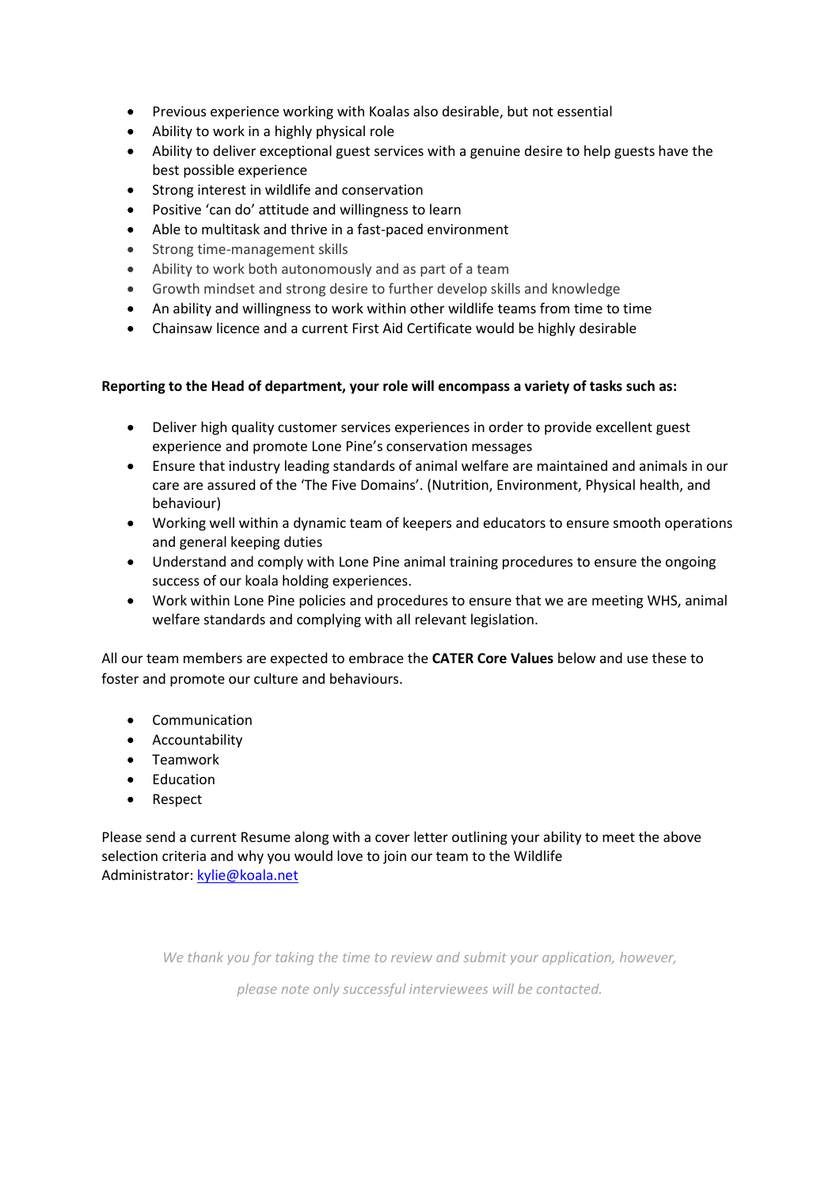- Previous experience working with Koalas also desirable, but not essential
- Ability to work in a highly physical role
- Ability to deliver exceptional guest services with a genuine desire to help guests have the best possible experience
- Strong interest in wildlife and conservation
- Positive 'can do' attitude and willingness to learn
- Able to multitask and thrive in a fast-paced environment
- Strong time-management skills
- Ability to work both autonomously and as part of a team
- Growth mindset and strong desire to further develop skills and knowledge
- An ability and willingness to work within other wildlife teams from time to time
- Chainsaw licence and a current First Aid Certificate would be highly desirable

**Reporting to the Head of department, your role will encompass a variety of tasks such as:**

- Deliver high quality customer services experiences in order to provide excellent guest experience and promote Lone Pine's conservation messages
- Ensure that industry leading standards of animal welfare are maintained and animals in our care are assured of the 'The Five Domains'. (Nutrition, Environment, Physical health, and behaviour)
- Working well within a dynamic team of keepers and educators to ensure smooth operations and general keeping duties
- Understand and comply with Lone Pine animal training procedures to ensure the ongoing success of our koala holding experiences.
- Work within Lone Pine policies and procedures to ensure that we are meeting WHS, animal welfare standards and complying with all relevant legislation.

All our team members are expected to embrace the **CATER Core Values** below and use these to foster and promote our culture and behaviours.

- Communication
- Accountability
- Teamwork
- Education
- Respect

Please send a current Resume along with a cover letter outlining your ability to meet the above selection criteria and why you would love to join our team to the Wildlife Administrator: kylie@koala.net

*We thank you for taking the time to review and submit your application, however,*

*please note only successful interviewees will be contacted.*